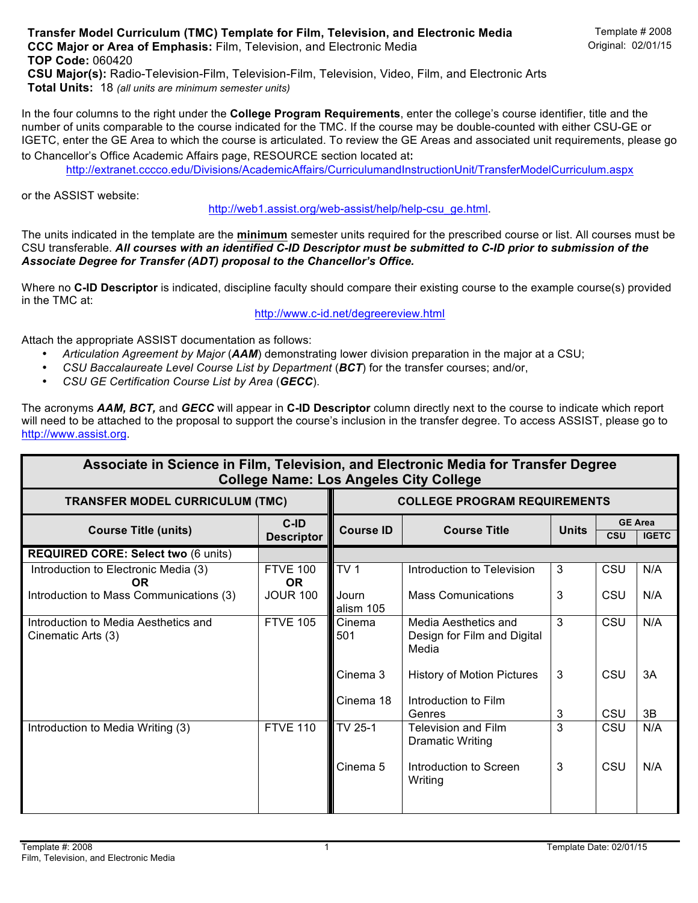**Transfer Model Curriculum (TMC) Template for Film, Television, and Electronic Media**
**CCC Major or Area of Emphasis:** Film, Television, and Electronic Media
**TOP Code:** 060420
**CSU Major(s):** Radio-Television-Film, Television-Film, Television, Video, Film, and Electronic Arts
**Total Units:** 18 *(all units are minimum semester units)*

Template # 2008
Original: 02/01/15

In the four columns to the right under the **College Program Requirements**, enter the college's course identifier, title and the number of units comparable to the course indicated for the TMC. If the course may be double-counted with either CSU-GE or IGETC, enter the GE Area to which the course is articulated. To review the GE Areas and associated unit requirements, please go to Chancellor's Office Academic Affairs page, RESOURCE section located at**:**
http://extranet.cccco.edu/Divisions/AcademicAffairs/CurriculumandInstructionUnit/TransferModelCurriculum.aspx

or the ASSIST website:
http://web1.assist.org/web-assist/help/help-csu_ge.html.

The units indicated in the template are the **minimum** semester units required for the prescribed course or list. All courses must be CSU transferable. ***All courses with an identified C-ID Descriptor must be submitted to C-ID prior to submission of the Associate Degree for Transfer (ADT) proposal to the Chancellor's Office.***

Where no **C-ID Descriptor** is indicated, discipline faculty should compare their existing course to the example course(s) provided in the TMC at:
http://www.c-id.net/degreereview.html

Attach the appropriate ASSIST documentation as follows:

- *Articulation Agreement by Major* (***AAM***) demonstrating lower division preparation in the major at a CSU;
- *CSU Baccalaureate Level Course List by Department* (***BCT***) for the transfer courses; and/or,
- *CSU GE Certification Course List by Area* (***GECC***).

The acronyms ***AAM, BCT,*** and ***GECC*** will appear in **C-ID Descriptor** column directly next to the course to indicate which report will need to be attached to the proposal to support the course's inclusion in the transfer degree. To access ASSIST, please go to http://www.assist.org.

**Associate in Science in Film, Television, and Electronic Media for Transfer Degree**
**College Name: Los Angeles City College**

| TRANSFER MODEL CURRICULUM (TMC) | | COLLEGE PROGRAM REQUIREMENTS | | | | |
|---|---|---|---|---|---|---|
| Course Title (units) | C-ID Descriptor | Course ID | Course Title | Units | GE Area CSU | GE Area IGETC |
| **REQUIRED CORE: Select two** (6 units) | | | | | | |
| Introduction to Electronic Media (3) **OR** Introduction to Mass Communications (3) | FTVE 100 **OR** JOUR 100 | TV 1 | Introduction to Television | 3 | CSU | N/A |
| | | Journalism 105 | Mass Comunications | 3 | CSU | N/A |
| Introduction to Media Aesthetics and Cinematic Arts (3) | FTVE 105 | Cinema 501 | Media Aesthetics and Design for Film and Digital Media | 3 | CSU | N/A |
| | | Cinema 3 | History of Motion Pictures | 3 | CSU | 3A |
| | | Cinema 18 | Introduction to Film Genres | 3 | CSU | 3B |
| Introduction to Media Writing (3) | FTVE 110 | TV 25-1 | Television and Film Dramatic Writing | 3 | CSU | N/A |
| | | Cinema 5 | Introduction to Screen Writing | 3 | CSU | N/A |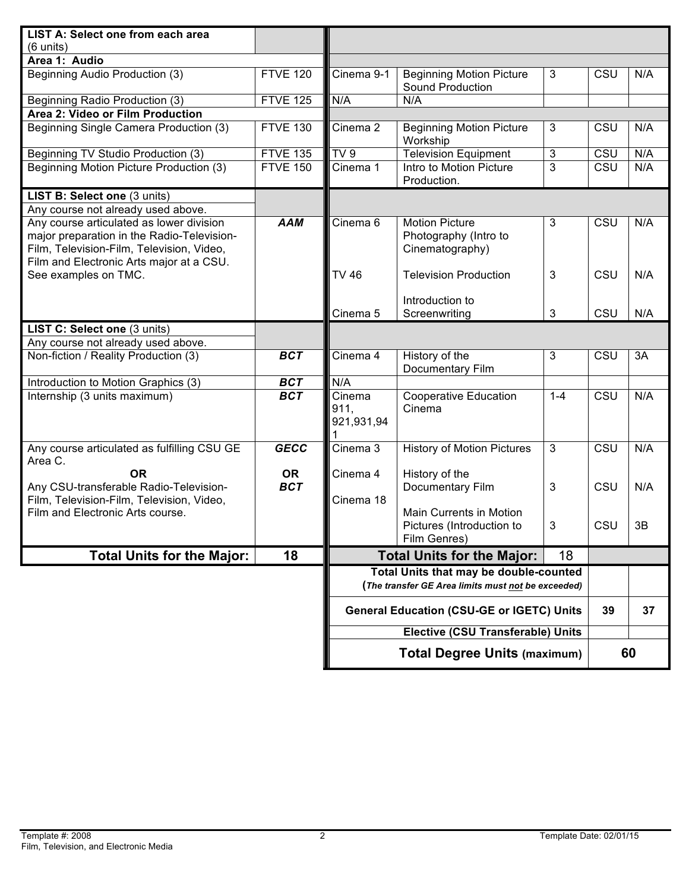| | | | | | | |
|---|---|---|---|---|---|---|
| **LIST A: Select one from each area** (6 units) | | | | | | |
| **Area 1: Audio** | | | | | | |
| Beginning Audio Production (3) | FTVE 120 | Cinema 9-1 | Beginning Motion Picture Sound Production | 3 | CSU | N/A |
| Beginning Radio Production (3) | FTVE 125 | N/A | N/A | | | |
| **Area 2: Video or Film Production** | | | | | | |
| Beginning Single Camera Production (3) | FTVE 130 | Cinema 2 | Beginning Motion Picture Workship | 3 | CSU | N/A |
| Beginning TV Studio Production (3) | FTVE 135 | TV 9 | Television Equipment | 3 | CSU | N/A |
| Beginning Motion Picture Production (3) | FTVE 150 | Cinema 1 | Intro to Motion Picture Production. | 3 | CSU | N/A |
| **LIST B: Select one** (3 units) | | | | | | |
| Any course not already used above. | | | | | | |
| Any course articulated as lower division major preparation in the Radio-Television-Film, Television-Film, Television, Video, Film and Electronic Arts major at a CSU. See examples on TMC. | ***AAM*** | Cinema 6<br><br>TV 46<br><br>Cinema 5 | Motion Picture Photography (Intro to Cinematography)<br><br>Television Production<br><br>Introduction to Screenwriting | 3<br><br>3<br><br>3 | CSU<br><br>CSU<br><br>CSU | N/A<br><br>N/A<br><br>N/A |
| **LIST C: Select one** (3 units) | | | | | | |
| Any course not already used above. | | | | | | |
| Non-fiction / Reality Production (3) | ***BCT*** | Cinema 4 | History of the Documentary Film | 3 | CSU | 3A |
| Introduction to Motion Graphics (3) | ***BCT*** | N/A | | | | |
| Internship (3 units maximum) | ***BCT*** | Cinema 911, 921,931,941 | Cooperative Education Cinema | 1-4 | CSU | N/A |
| Any course articulated as fulfilling CSU GE Area C.<br>**OR**<br>Any CSU-transferable Radio-Television-Film, Television-Film, Television, Video, Film and Electronic Arts course. | ***GECC***<br>**OR**<br>***BCT*** | Cinema 3<br><br>Cinema 4<br><br>Cinema 18 | History of Motion Pictures<br><br>History of the Documentary Film<br><br>Main Currents in Motion Pictures (Introduction to Film Genres) | 3<br><br>3<br><br>3 | CSU<br><br>CSU<br><br>CSU | N/A<br><br>N/A<br><br>3B |
| **Total Units for the Major:** | **18** | | **Total Units for the Major:** | 18 | | |
| | | | **Total Units that may be double-counted** (*The transfer GE Area limits must not be exceeded*) | | | |
| | | | **General Education (CSU-GE or IGETC) Units** | | **39** | **37** |
| | | | **Elective (CSU Transferable) Units** | | | |
| | | | **Total Degree Units (maximum)** | | **60** | |